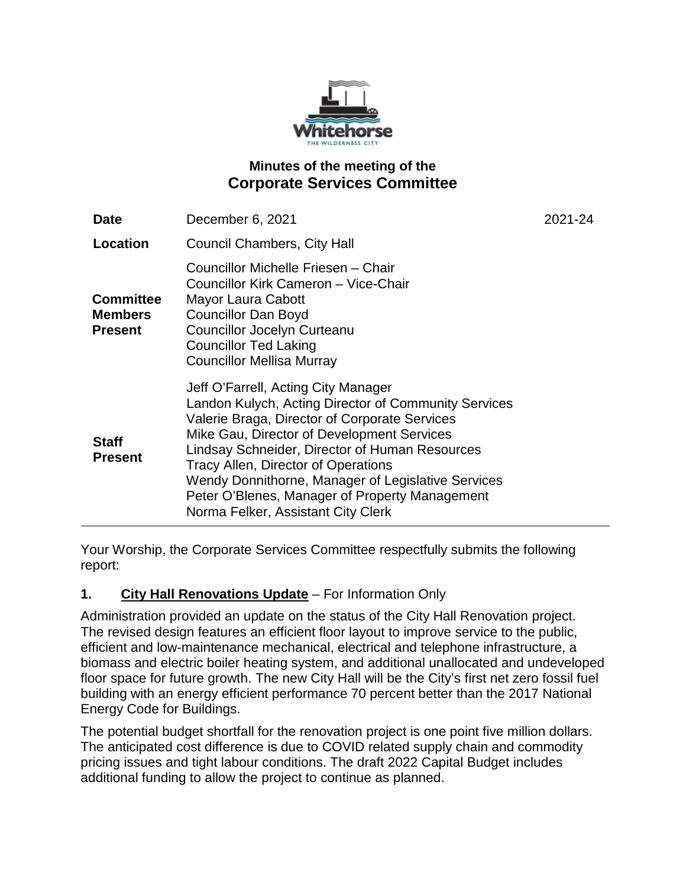# Minutes of the meeting of the
## Corporate Services Committee

| | | |
|---|---|---|
| **Date** | December 6, 2021 | 2021-24 |
| **Location** | Council Chambers, City Hall | |
| **Committee Members Present** | Councillor Michelle Friesen – Chair<br>Councillor Kirk Cameron – Vice-Chair<br>Mayor Laura Cabott<br>Councillor Dan Boyd<br>Councillor Jocelyn Curteanu<br>Councillor Ted Laking<br>Councillor Mellisa Murray | |
| **Staff Present** | Jeff O'Farrell, Acting City Manager<br>Landon Kulych, Acting Director of Community Services<br>Valerie Braga, Director of Corporate Services<br>Mike Gau, Director of Development Services<br>Lindsay Schneider, Director of Human Resources<br>Tracy Allen, Director of Operations<br>Wendy Donnithorne, Manager of Legislative Services<br>Peter O'Blenes, Manager of Property Management<br>Norma Felker, Assistant City Clerk | |

Your Worship, the Corporate Services Committee respectfully submits the following report:

**1. City Hall Renovations Update** – For Information Only

Administration provided an update on the status of the City Hall Renovation project. The revised design features an efficient floor layout to improve service to the public, efficient and low-maintenance mechanical, electrical and telephone infrastructure, a biomass and electric boiler heating system, and additional unallocated and undeveloped floor space for future growth. The new City Hall will be the City's first net zero fossil fuel building with an energy efficient performance 70 percent better than the 2017 National Energy Code for Buildings.

The potential budget shortfall for the renovation project is one point five million dollars. The anticipated cost difference is due to COVID related supply chain and commodity pricing issues and tight labour conditions. The draft 2022 Capital Budget includes additional funding to allow the project to continue as planned.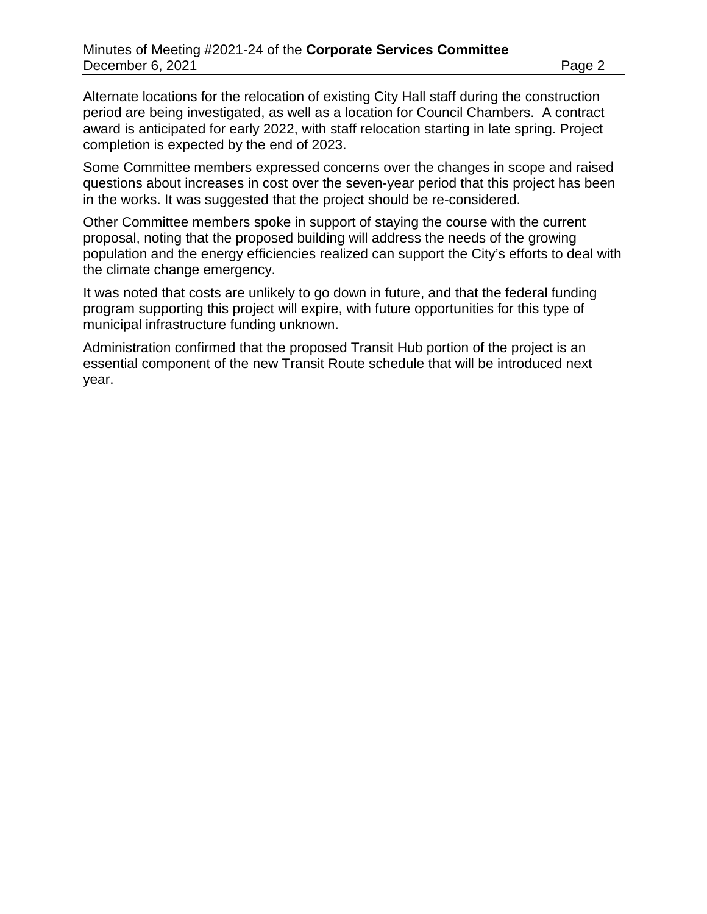Alternate locations for the relocation of existing City Hall staff during the construction period are being investigated, as well as a location for Council Chambers. A contract award is anticipated for early 2022, with staff relocation starting in late spring. Project completion is expected by the end of 2023.

Some Committee members expressed concerns over the changes in scope and raised questions about increases in cost over the seven-year period that this project has been in the works. It was suggested that the project should be re-considered.

Other Committee members spoke in support of staying the course with the current proposal, noting that the proposed building will address the needs of the growing population and the energy efficiencies realized can support the City's efforts to deal with the climate change emergency.

It was noted that costs are unlikely to go down in future, and that the federal funding program supporting this project will expire, with future opportunities for this type of municipal infrastructure funding unknown.

Administration confirmed that the proposed Transit Hub portion of the project is an essential component of the new Transit Route schedule that will be introduced next year.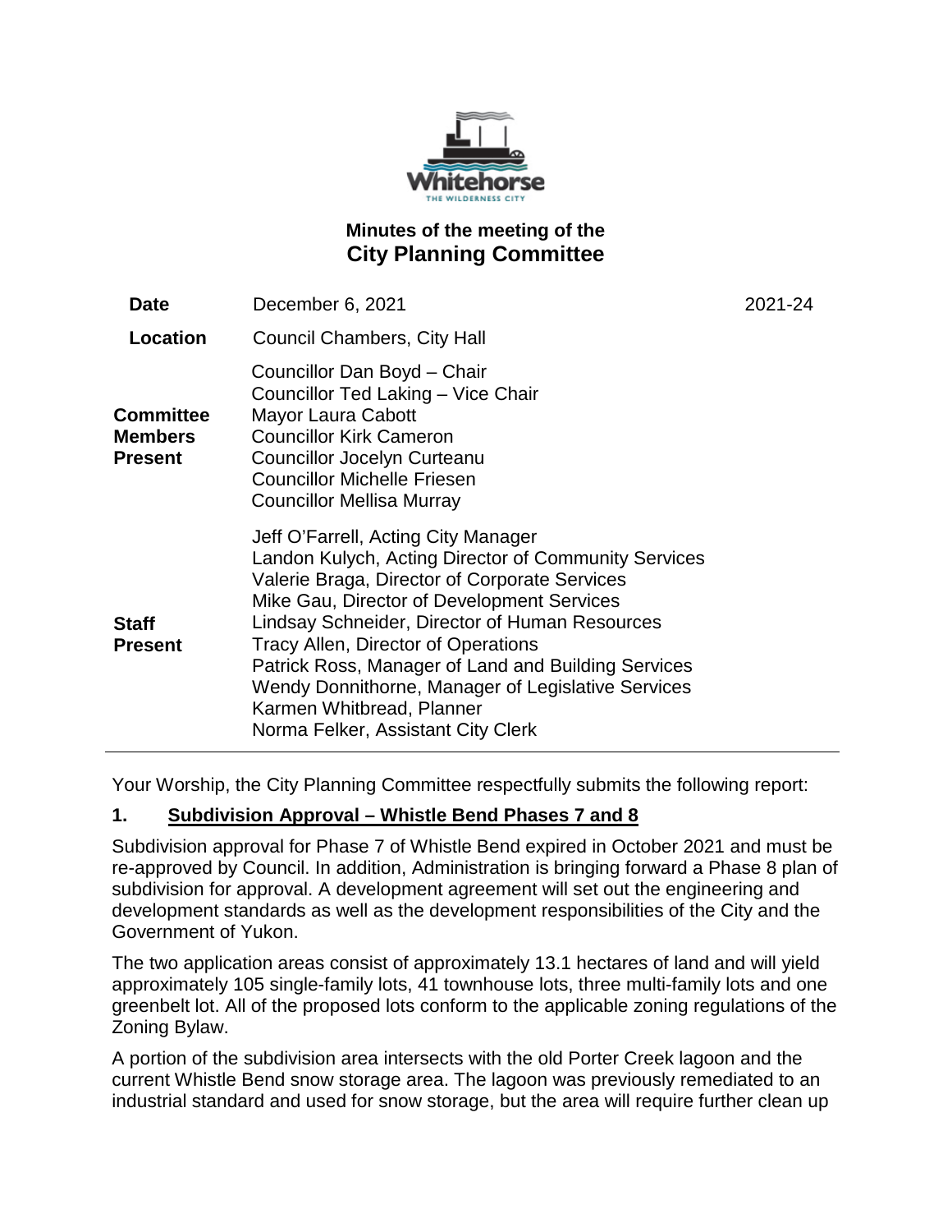# Minutes of the meeting of the City Planning Committee

| | | |
|---|---|---|
| **Date** | December 6, 2021 | 2021-24 |
| **Location** | Council Chambers, City Hall | |
| **Committee Members Present** | Councillor Dan Boyd – Chair<br>Councillor Ted Laking – Vice Chair<br>Mayor Laura Cabott<br>Councillor Kirk Cameron<br>Councillor Jocelyn Curteanu<br>Councillor Michelle Friesen<br>Councillor Mellisa Murray | |
| **Staff Present** | Jeff O'Farrell, Acting City Manager<br>Landon Kulych, Acting Director of Community Services<br>Valerie Braga, Director of Corporate Services<br>Mike Gau, Director of Development Services<br>Lindsay Schneider, Director of Human Resources<br>Tracy Allen, Director of Operations<br>Patrick Ross, Manager of Land and Building Services<br>Wendy Donnithorne, Manager of Legislative Services<br>Karmen Whitbread, Planner<br>Norma Felker, Assistant City Clerk | |

Your Worship, the City Planning Committee respectfully submits the following report:

## 1. Subdivision Approval – Whistle Bend Phases 7 and 8

Subdivision approval for Phase 7 of Whistle Bend expired in October 2021 and must be re-approved by Council. In addition, Administration is bringing forward a Phase 8 plan of subdivision for approval. A development agreement will set out the engineering and development standards as well as the development responsibilities of the City and the Government of Yukon.

The two application areas consist of approximately 13.1 hectares of land and will yield approximately 105 single-family lots, 41 townhouse lots, three multi-family lots and one greenbelt lot. All of the proposed lots conform to the applicable zoning regulations of the Zoning Bylaw.

A portion of the subdivision area intersects with the old Porter Creek lagoon and the current Whistle Bend snow storage area. The lagoon was previously remediated to an industrial standard and used for snow storage, but the area will require further clean up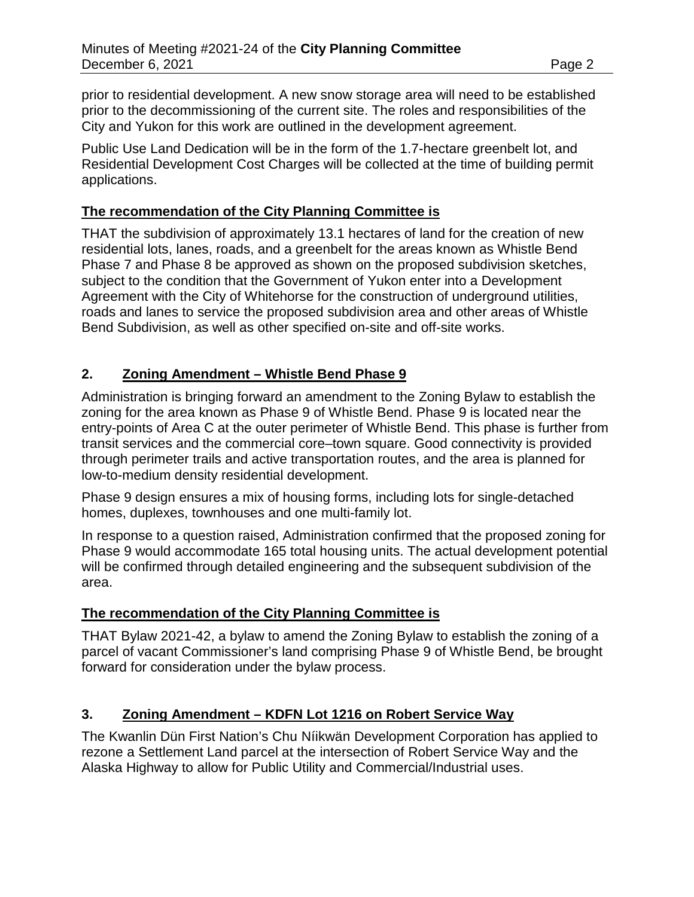prior to residential development. A new snow storage area will need to be established prior to the decommissioning of the current site. The roles and responsibilities of the City and Yukon for this work are outlined in the development agreement.

Public Use Land Dedication will be in the form of the 1.7-hectare greenbelt lot, and Residential Development Cost Charges will be collected at the time of building permit applications.

**The recommendation of the City Planning Committee is**

THAT the subdivision of approximately 13.1 hectares of land for the creation of new residential lots, lanes, roads, and a greenbelt for the areas known as Whistle Bend Phase 7 and Phase 8 be approved as shown on the proposed subdivision sketches, subject to the condition that the Government of Yukon enter into a Development Agreement with the City of Whitehorse for the construction of underground utilities, roads and lanes to service the proposed subdivision area and other areas of Whistle Bend Subdivision, as well as other specified on-site and off-site works.

## 2. Zoning Amendment – Whistle Bend Phase 9

Administration is bringing forward an amendment to the Zoning Bylaw to establish the zoning for the area known as Phase 9 of Whistle Bend. Phase 9 is located near the entry-points of Area C at the outer perimeter of Whistle Bend. This phase is further from transit services and the commercial core–town square. Good connectivity is provided through perimeter trails and active transportation routes, and the area is planned for low-to-medium density residential development.

Phase 9 design ensures a mix of housing forms, including lots for single-detached homes, duplexes, townhouses and one multi-family lot.

In response to a question raised, Administration confirmed that the proposed zoning for Phase 9 would accommodate 165 total housing units. The actual development potential will be confirmed through detailed engineering and the subsequent subdivision of the area.

**The recommendation of the City Planning Committee is**

THAT Bylaw 2021-42, a bylaw to amend the Zoning Bylaw to establish the zoning of a parcel of vacant Commissioner's land comprising Phase 9 of Whistle Bend, be brought forward for consideration under the bylaw process.

## 3. Zoning Amendment – KDFN Lot 1216 on Robert Service Way

The Kwanlin Dün First Nation's Chu Níikwän Development Corporation has applied to rezone a Settlement Land parcel at the intersection of Robert Service Way and the Alaska Highway to allow for Public Utility and Commercial/Industrial uses.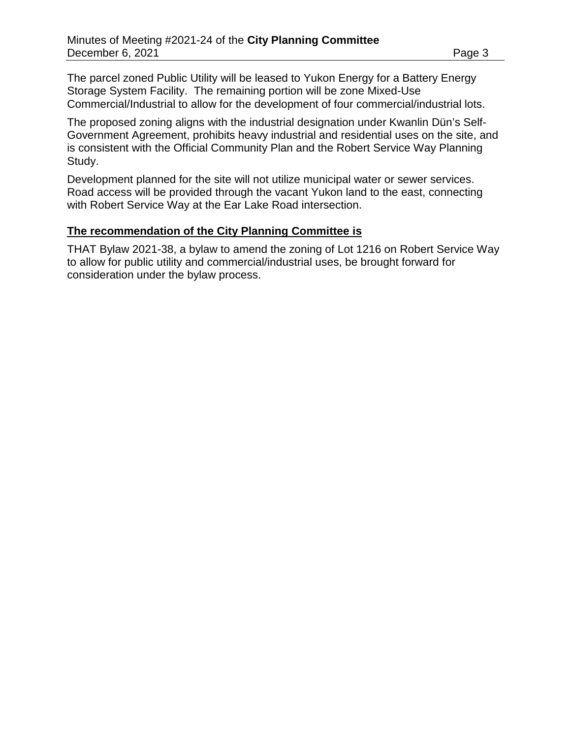The parcel zoned Public Utility will be leased to Yukon Energy for a Battery Energy Storage System Facility. The remaining portion will be zone Mixed-Use Commercial/Industrial to allow for the development of four commercial/industrial lots.

The proposed zoning aligns with the industrial designation under Kwanlin Dün's Self-Government Agreement, prohibits heavy industrial and residential uses on the site, and is consistent with the Official Community Plan and the Robert Service Way Planning Study.

Development planned for the site will not utilize municipal water or sewer services. Road access will be provided through the vacant Yukon land to the east, connecting with Robert Service Way at the Ear Lake Road intersection.

**The recommendation of the City Planning Committee is**

THAT Bylaw 2021-38, a bylaw to amend the zoning of Lot 1216 on Robert Service Way to allow for public utility and commercial/industrial uses, be brought forward for consideration under the bylaw process.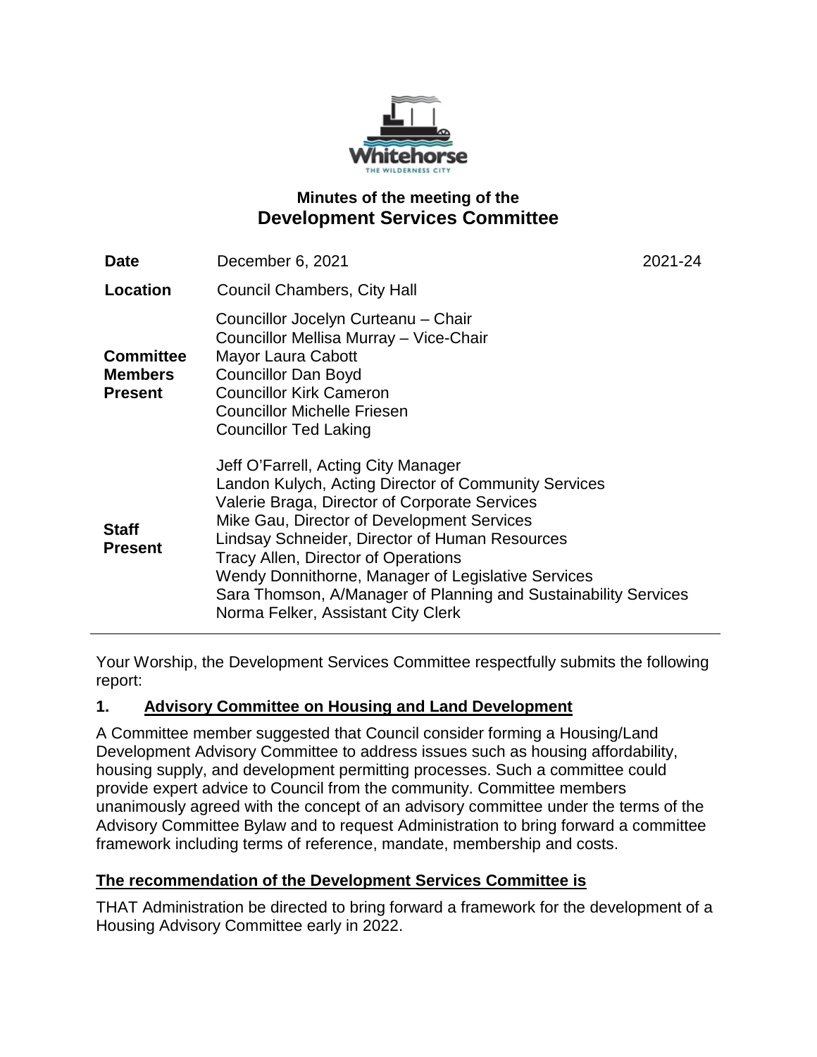# Minutes of the meeting of the
## Development Services Committee

| | | |
|---|---|---|
| **Date** | December 6, 2021 | 2021-24 |
| **Location** | Council Chambers, City Hall | |
| **Committee Members Present** | Councillor Jocelyn Curteanu – Chair<br>Councillor Mellisa Murray – Vice-Chair<br>Mayor Laura Cabott<br>Councillor Dan Boyd<br>Councillor Kirk Cameron<br>Councillor Michelle Friesen<br>Councillor Ted Laking | |
| **Staff Present** | Jeff O'Farrell, Acting City Manager<br>Landon Kulych, Acting Director of Community Services<br>Valerie Braga, Director of Corporate Services<br>Mike Gau, Director of Development Services<br>Lindsay Schneider, Director of Human Resources<br>Tracy Allen, Director of Operations<br>Wendy Donnithorne, Manager of Legislative Services<br>Sara Thomson, A/Manager of Planning and Sustainability Services<br>Norma Felker, Assistant City Clerk | |

Your Worship, the Development Services Committee respectfully submits the following report:

## 1. Advisory Committee on Housing and Land Development

A Committee member suggested that Council consider forming a Housing/Land Development Advisory Committee to address issues such as housing affordability, housing supply, and development permitting processes. Such a committee could provide expert advice to Council from the community. Committee members unanimously agreed with the concept of an advisory committee under the terms of the Advisory Committee Bylaw and to request Administration to bring forward a committee framework including terms of reference, mandate, membership and costs.

**The recommendation of the Development Services Committee is**

THAT Administration be directed to bring forward a framework for the development of a Housing Advisory Committee early in 2022.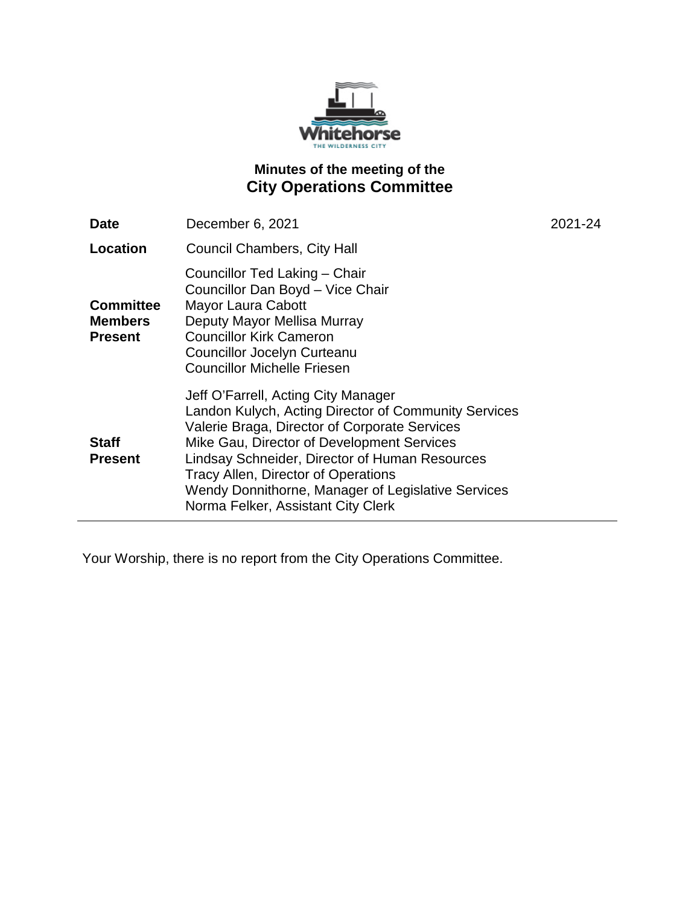# Minutes of the meeting of the
## City Operations Committee

| | | |
|---|---|---|
| **Date** | December 6, 2021 | 2021-24 |
| **Location** | Council Chambers, City Hall | |
| **Committee Members Present** | Councillor Ted Laking – Chair<br>Councillor Dan Boyd – Vice Chair<br>Mayor Laura Cabott<br>Deputy Mayor Mellisa Murray<br>Councillor Kirk Cameron<br>Councillor Jocelyn Curteanu<br>Councillor Michelle Friesen | |
| **Staff Present** | Jeff O'Farrell, Acting City Manager<br>Landon Kulych, Acting Director of Community Services<br>Valerie Braga, Director of Corporate Services<br>Mike Gau, Director of Development Services<br>Lindsay Schneider, Director of Human Resources<br>Tracy Allen, Director of Operations<br>Wendy Donnithorne, Manager of Legislative Services<br>Norma Felker, Assistant City Clerk | |

Your Worship, there is no report from the City Operations Committee.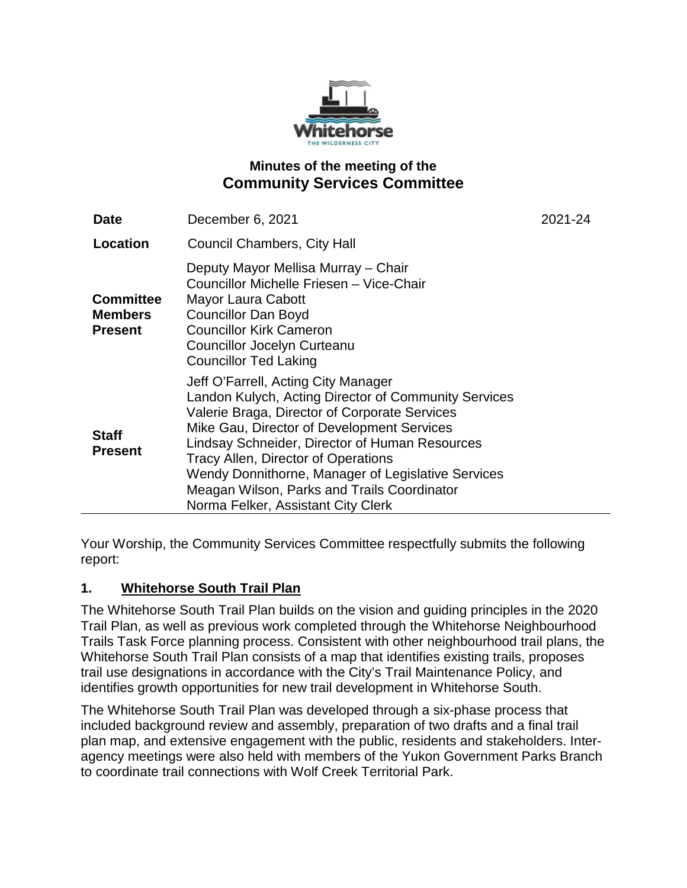# Minutes of the meeting of the
## Community Services Committee

| | | |
|---|---|---|
| **Date** | December 6, 2021 | 2021-24 |
| **Location** | Council Chambers, City Hall | |
| **Committee Members Present** | Deputy Mayor Mellisa Murray – Chair<br>Councillor Michelle Friesen – Vice-Chair<br>Mayor Laura Cabott<br>Councillor Dan Boyd<br>Councillor Kirk Cameron<br>Councillor Jocelyn Curteanu<br>Councillor Ted Laking | |
| **Staff Present** | Jeff O'Farrell, Acting City Manager<br>Landon Kulych, Acting Director of Community Services<br>Valerie Braga, Director of Corporate Services<br>Mike Gau, Director of Development Services<br>Lindsay Schneider, Director of Human Resources<br>Tracy Allen, Director of Operations<br>Wendy Donnithorne, Manager of Legislative Services<br>Meagan Wilson, Parks and Trails Coordinator<br>Norma Felker, Assistant City Clerk | |

Your Worship, the Community Services Committee respectfully submits the following report:

### 1. Whitehorse South Trail Plan

The Whitehorse South Trail Plan builds on the vision and guiding principles in the 2020 Trail Plan, as well as previous work completed through the Whitehorse Neighbourhood Trails Task Force planning process. Consistent with other neighbourhood trail plans, the Whitehorse South Trail Plan consists of a map that identifies existing trails, proposes trail use designations in accordance with the City's Trail Maintenance Policy, and identifies growth opportunities for new trail development in Whitehorse South.

The Whitehorse South Trail Plan was developed through a six-phase process that included background review and assembly, preparation of two drafts and a final trail plan map, and extensive engagement with the public, residents and stakeholders. Inter-agency meetings were also held with members of the Yukon Government Parks Branch to coordinate trail connections with Wolf Creek Territorial Park.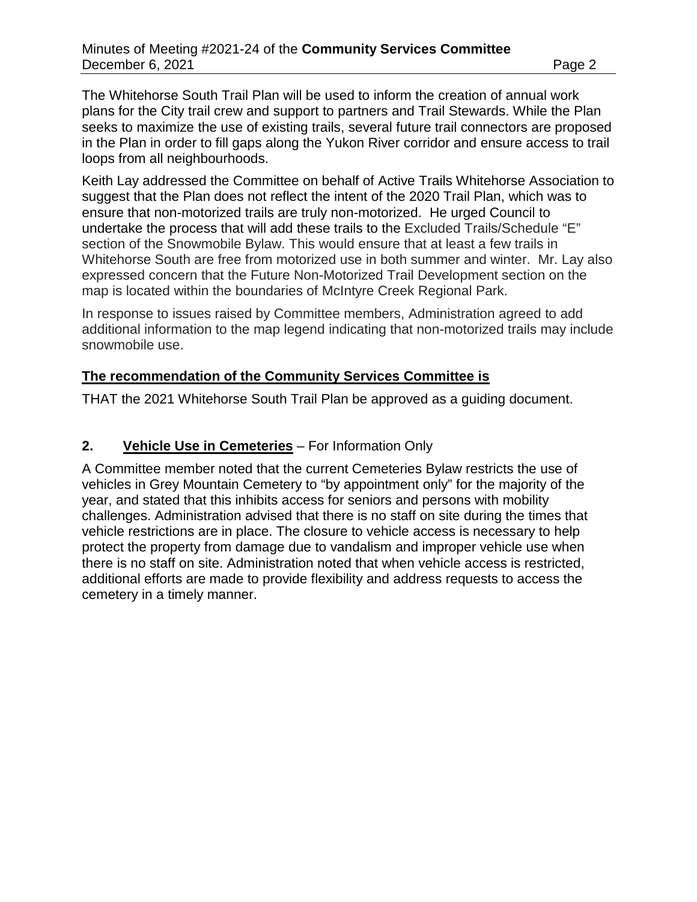The Whitehorse South Trail Plan will be used to inform the creation of annual work plans for the City trail crew and support to partners and Trail Stewards. While the Plan seeks to maximize the use of existing trails, several future trail connectors are proposed in the Plan in order to fill gaps along the Yukon River corridor and ensure access to trail loops from all neighbourhoods.

Keith Lay addressed the Committee on behalf of Active Trails Whitehorse Association to suggest that the Plan does not reflect the intent of the 2020 Trail Plan, which was to ensure that non-motorized trails are truly non-motorized. He urged Council to undertake the process that will add these trails to the Excluded Trails/Schedule "E" section of the Snowmobile Bylaw. This would ensure that at least a few trails in Whitehorse South are free from motorized use in both summer and winter. Mr. Lay also expressed concern that the Future Non-Motorized Trail Development section on the map is located within the boundaries of McIntyre Creek Regional Park.

In response to issues raised by Committee members, Administration agreed to add additional information to the map legend indicating that non-motorized trails may include snowmobile use.

**The recommendation of the Community Services Committee is**

THAT the 2021 Whitehorse South Trail Plan be approved as a guiding document.

## 2. Vehicle Use in Cemeteries – For Information Only

A Committee member noted that the current Cemeteries Bylaw restricts the use of vehicles in Grey Mountain Cemetery to "by appointment only" for the majority of the year, and stated that this inhibits access for seniors and persons with mobility challenges. Administration advised that there is no staff on site during the times that vehicle restrictions are in place. The closure to vehicle access is necessary to help protect the property from damage due to vandalism and improper vehicle use when there is no staff on site. Administration noted that when vehicle access is restricted, additional efforts are made to provide flexibility and address requests to access the cemetery in a timely manner.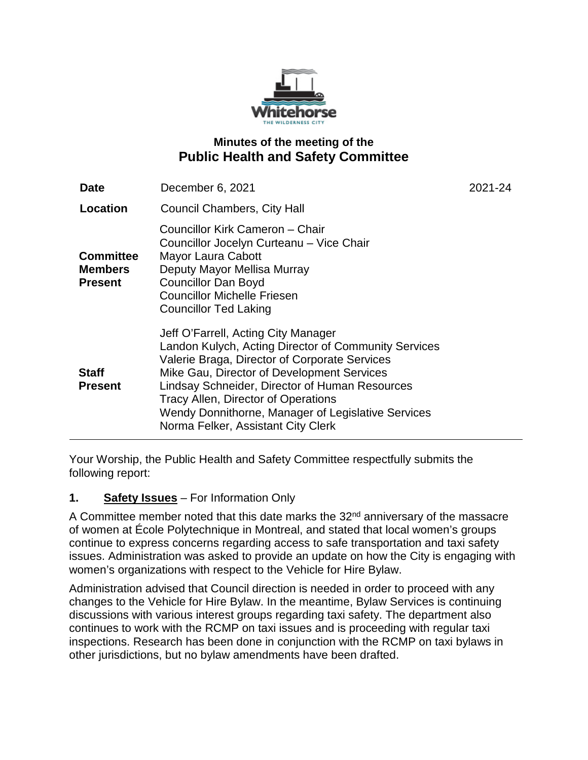## Minutes of the meeting of the
# Public Health and Safety Committee

| | | |
|---|---|---|
| **Date** | December 6, 2021 | 2021-24 |
| **Location** | Council Chambers, City Hall | |
| **Committee Members Present** | Councillor Kirk Cameron – Chair<br>Councillor Jocelyn Curteanu – Vice Chair<br>Mayor Laura Cabott<br>Deputy Mayor Mellisa Murray<br>Councillor Dan Boyd<br>Councillor Michelle Friesen<br>Councillor Ted Laking | |
| **Staff Present** | Jeff O'Farrell, Acting City Manager<br>Landon Kulych, Acting Director of Community Services<br>Valerie Braga, Director of Corporate Services<br>Mike Gau, Director of Development Services<br>Lindsay Schneider, Director of Human Resources<br>Tracy Allen, Director of Operations<br>Wendy Donnithorne, Manager of Legislative Services<br>Norma Felker, Assistant City Clerk | |

Your Worship, the Public Health and Safety Committee respectfully submits the following report:

**1. Safety Issues** – For Information Only

A Committee member noted that this date marks the 32nd anniversary of the massacre of women at École Polytechnique in Montreal, and stated that local women's groups continue to express concerns regarding access to safe transportation and taxi safety issues. Administration was asked to provide an update on how the City is engaging with women's organizations with respect to the Vehicle for Hire Bylaw.

Administration advised that Council direction is needed in order to proceed with any changes to the Vehicle for Hire Bylaw. In the meantime, Bylaw Services is continuing discussions with various interest groups regarding taxi safety. The department also continues to work with the RCMP on taxi issues and is proceeding with regular taxi inspections. Research has been done in conjunction with the RCMP on taxi bylaws in other jurisdictions, but no bylaw amendments have been drafted.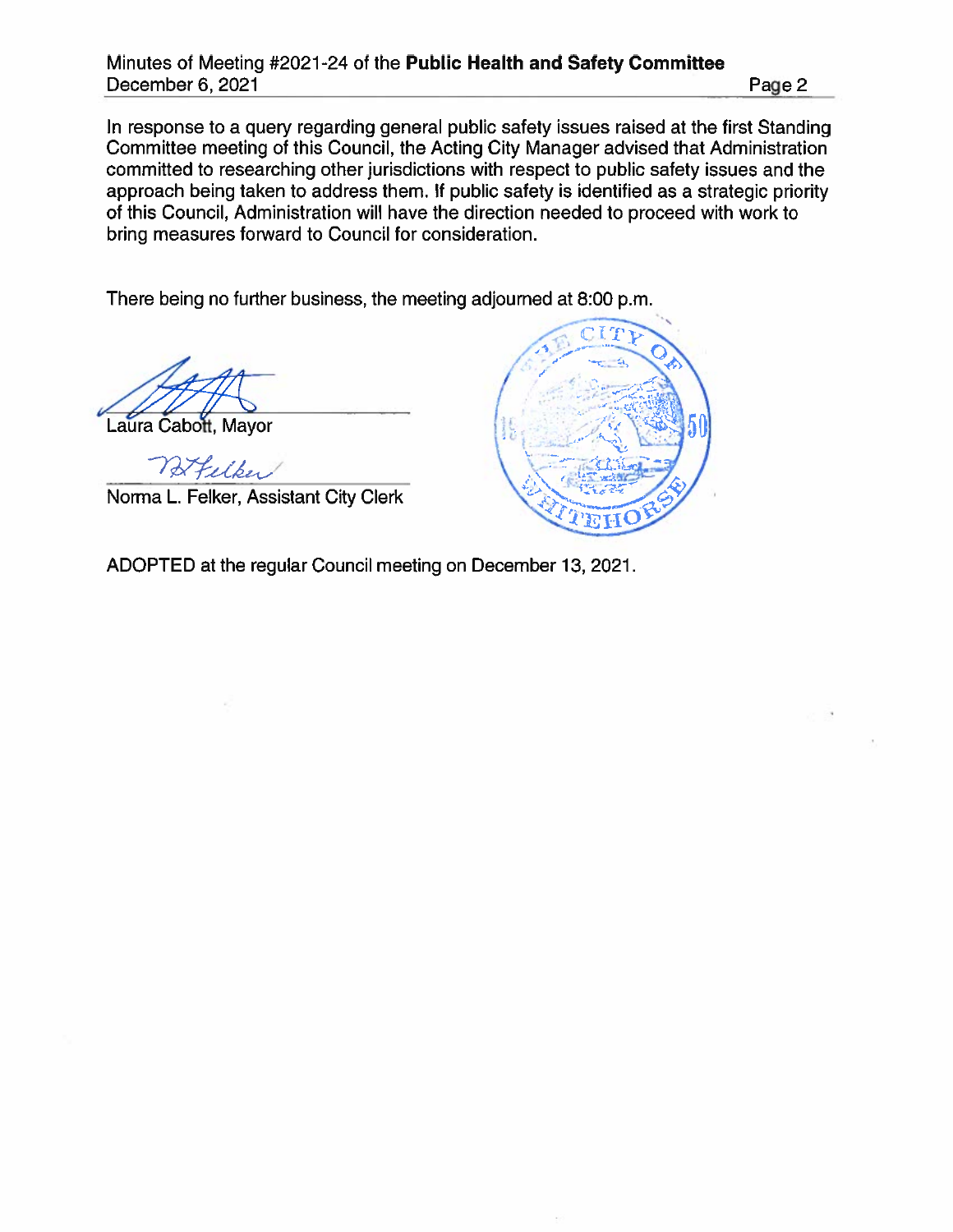In response to a query regarding general public safety issues raised at the first Standing Committee meeting of this Council, the Acting City Manager advised that Administration committed to researching other jurisdictions with respect to public safety issues and the approach being taken to address them. If public safety is identified as a strategic priority of this Council, Administration will have the direction needed to proceed with work to bring measures forward to Council for consideration.

There being no further business, the meeting adjourned at 8:00 p.m.

Laura Cabott, Mayor

Norma L. Felker, Assistant City Clerk

ADOPTED at the regular Council meeting on December 13, 2021.